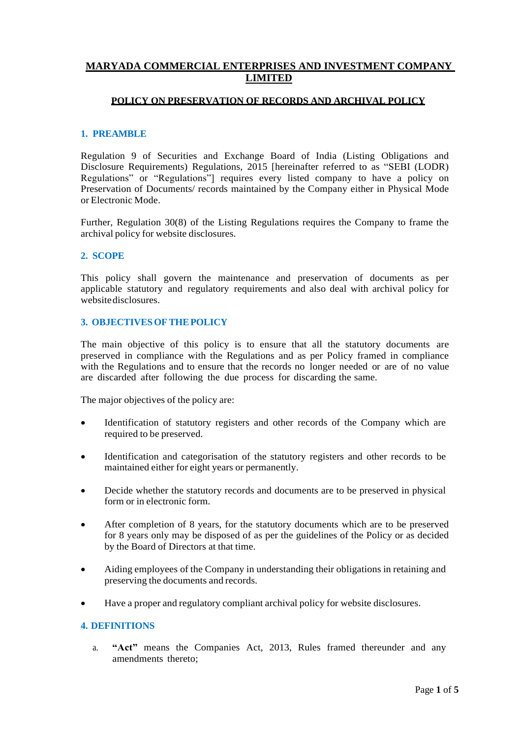# MARYADA COMMERCIAL ENTERPRISES AND INVESTMENT COMPANY LIMITED

## POLICY ON PRESERVATION OF RECORDS AND ARCHIVAL POLICY

### 1. PREAMBLE

Regulation 9 of Securities and Exchange Board of India (Listing Obligations and Disclosure Requirements) Regulations, 2015 [hereinafter referred to as "SEBI (LODR) Regulations" or "Regulations"] requires every listed company to have a policy on Preservation of Documents/ records maintained by the Company either in Physical Mode or Electronic Mode.

Further, Regulation 30(8) of the Listing Regulations requires the Company to frame the archival policy for website disclosures.

### 2. SCOPE

This policy shall govern the maintenance and preservation of documents as per applicable statutory and regulatory requirements and also deal with archival policy for website disclosures.

### 3. OBJECTIVES OF THE POLICY

The main objective of this policy is to ensure that all the statutory documents are preserved in compliance with the Regulations and as per Policy framed in compliance with the Regulations and to ensure that the records no longer needed or are of no value are discarded after following the due process for discarding the same.

The major objectives of the policy are:

- Identification of statutory registers and other records of the Company which are required to be preserved.
- Identification and categorisation of the statutory registers and other records to be maintained either for eight years or permanently.
- Decide whether the statutory records and documents are to be preserved in physical form or in electronic form.
- After completion of 8 years, for the statutory documents which are to be preserved for 8 years only may be disposed of as per the guidelines of the Policy or as decided by the Board of Directors at that time.
- Aiding employees of the Company in understanding their obligations in retaining and preserving the documents and records.
- Have a proper and regulatory compliant archival policy for website disclosures.

### 4. DEFINITIONS

a. **"Act"** means the Companies Act, 2013, Rules framed thereunder and any amendments thereto;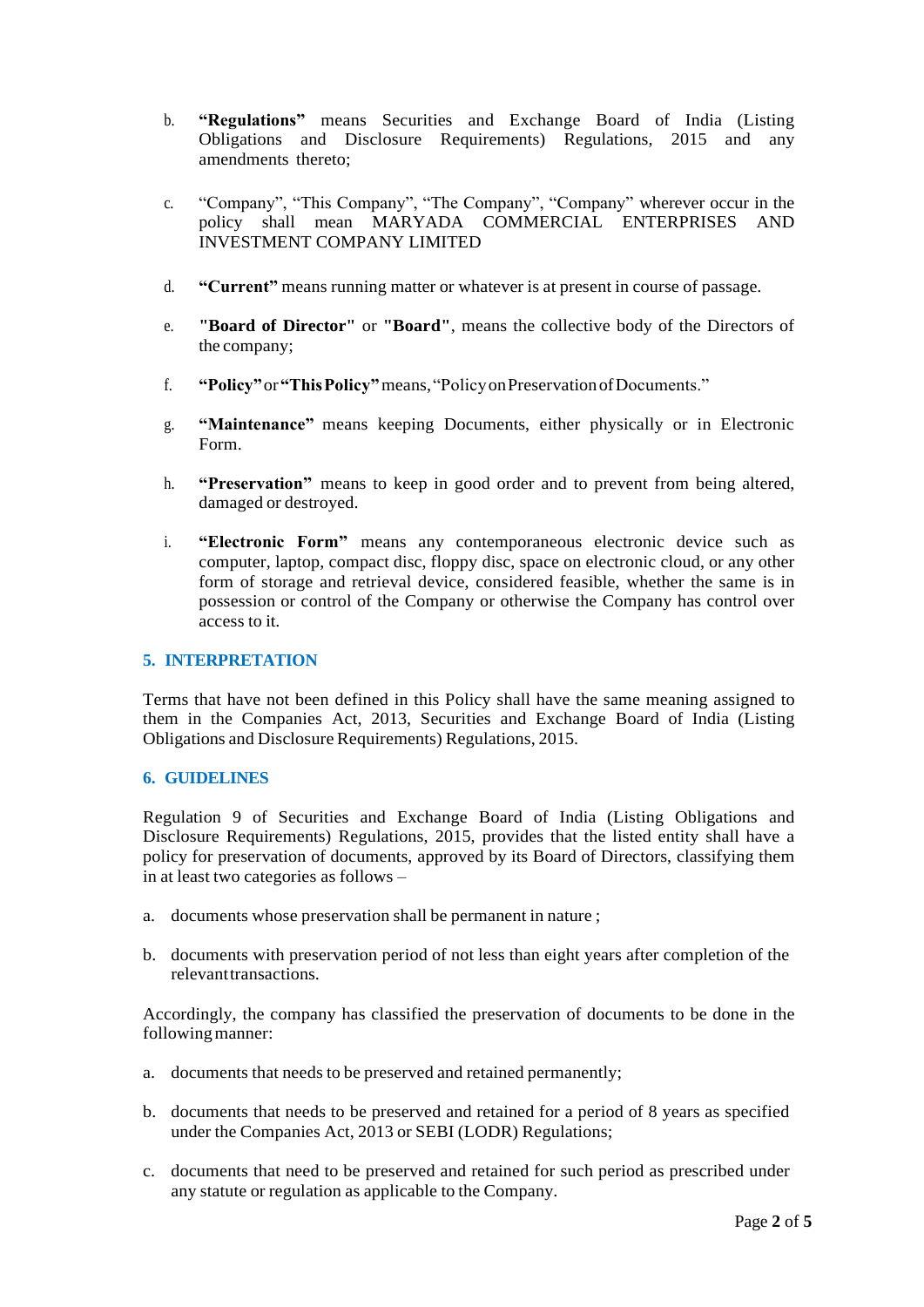b. **"Regulations"** means Securities and Exchange Board of India (Listing Obligations and Disclosure Requirements) Regulations, 2015 and any amendments thereto;

c. "Company", "This Company", "The Company", "Company" wherever occur in the policy shall mean MARYADA COMMERCIAL ENTERPRISES AND INVESTMENT COMPANY LIMITED

d. **"Current"** means running matter or whatever is at present in course of passage.

e. **"Board of Director"** or **"Board"**, means the collective body of the Directors of the company;

f. **"Policy"** or **"This Policy"** means, "Policy on Preservation of Documents."

g. **"Maintenance"** means keeping Documents, either physically or in Electronic Form.

h. **"Preservation"** means to keep in good order and to prevent from being altered, damaged or destroyed.

i. **"Electronic Form"** means any contemporaneous electronic device such as computer, laptop, compact disc, floppy disc, space on electronic cloud, or any other form of storage and retrieval device, considered feasible, whether the same is in possession or control of the Company or otherwise the Company has control over access to it.

## 5. INTERPRETATION

Terms that have not been defined in this Policy shall have the same meaning assigned to them in the Companies Act, 2013, Securities and Exchange Board of India (Listing Obligations and Disclosure Requirements) Regulations, 2015.

## 6. GUIDELINES

Regulation 9 of Securities and Exchange Board of India (Listing Obligations and Disclosure Requirements) Regulations, 2015, provides that the listed entity shall have a policy for preservation of documents, approved by its Board of Directors, classifying them in at least two categories as follows –

a. documents whose preservation shall be permanent in nature ;

b. documents with preservation period of not less than eight years after completion of the relevant transactions.

Accordingly, the company has classified the preservation of documents to be done in the following manner:

a. documents that needs to be preserved and retained permanently;

b. documents that needs to be preserved and retained for a period of 8 years as specified under the Companies Act, 2013 or SEBI (LODR) Regulations;

c. documents that need to be preserved and retained for such period as prescribed under any statute or regulation as applicable to the Company.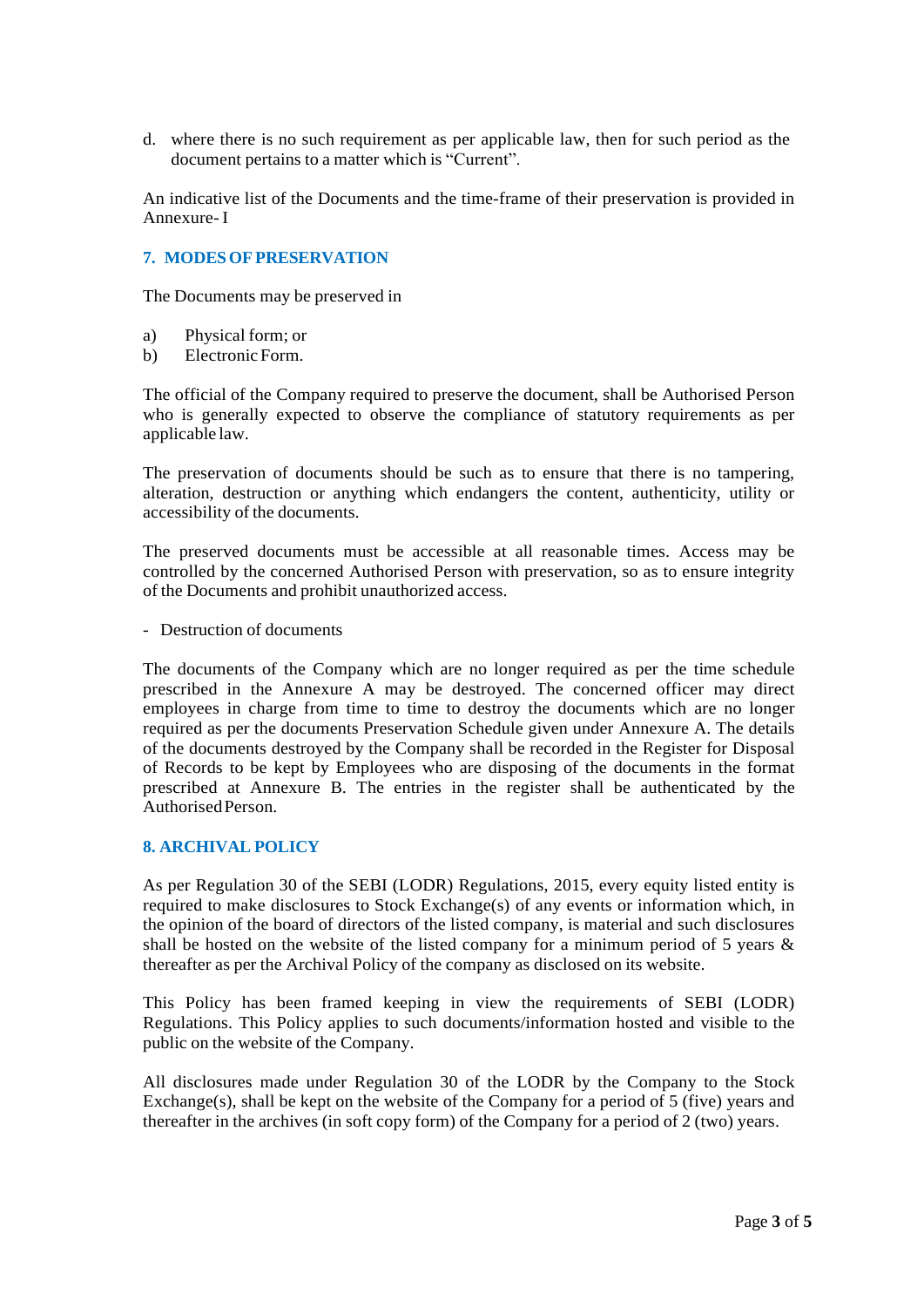d. where there is no such requirement as per applicable law, then for such period as the document pertains to a matter which is "Current".

An indicative list of the Documents and the time-frame of their preservation is provided in Annexure- I

## 7. MODES OF PRESERVATION

The Documents may be preserved in

a) Physical form; or
b) Electronic Form.

The official of the Company required to preserve the document, shall be Authorised Person who is generally expected to observe the compliance of statutory requirements as per applicable law.

The preservation of documents should be such as to ensure that there is no tampering, alteration, destruction or anything which endangers the content, authenticity, utility or accessibility of the documents.

The preserved documents must be accessible at all reasonable times. Access may be controlled by the concerned Authorised Person with preservation, so as to ensure integrity of the Documents and prohibit unauthorized access.

- Destruction of documents

The documents of the Company which are no longer required as per the time schedule prescribed in the Annexure A may be destroyed. The concerned officer may direct employees in charge from time to time to destroy the documents which are no longer required as per the documents Preservation Schedule given under Annexure A. The details of the documents destroyed by the Company shall be recorded in the Register for Disposal of Records to be kept by Employees who are disposing of the documents in the format prescribed at Annexure B. The entries in the register shall be authenticated by the Authorised Person.

## 8. ARCHIVAL POLICY

As per Regulation 30 of the SEBI (LODR) Regulations, 2015, every equity listed entity is required to make disclosures to Stock Exchange(s) of any events or information which, in the opinion of the board of directors of the listed company, is material and such disclosures shall be hosted on the website of the listed company for a minimum period of 5 years & thereafter as per the Archival Policy of the company as disclosed on its website.

This Policy has been framed keeping in view the requirements of SEBI (LODR) Regulations. This Policy applies to such documents/information hosted and visible to the public on the website of the Company.

All disclosures made under Regulation 30 of the LODR by the Company to the Stock Exchange(s), shall be kept on the website of the Company for a period of 5 (five) years and thereafter in the archives (in soft copy form) of the Company for a period of 2 (two) years.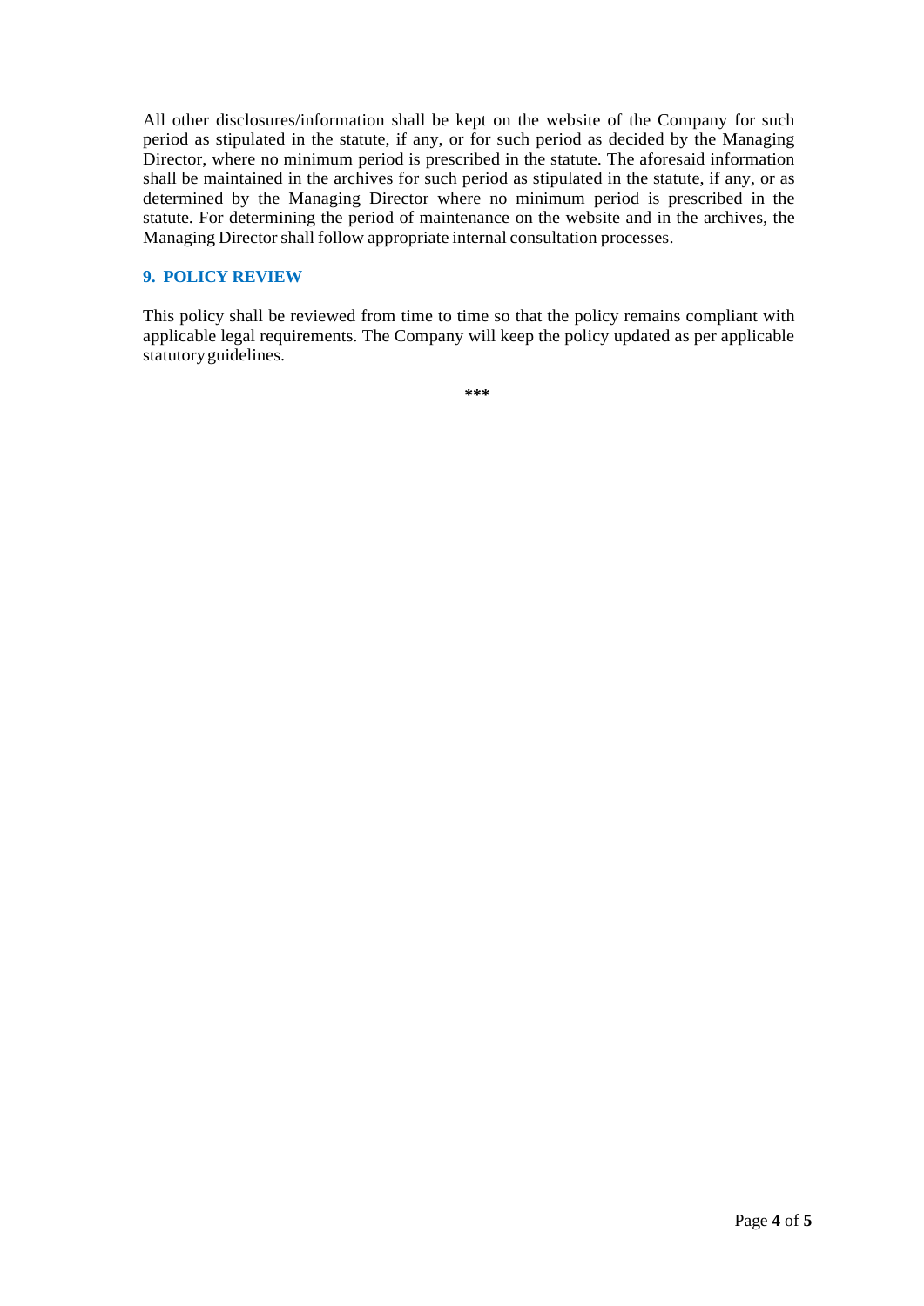All other disclosures/information shall be kept on the website of the Company for such period as stipulated in the statute, if any, or for such period as decided by the Managing Director, where no minimum period is prescribed in the statute. The aforesaid information shall be maintained in the archives for such period as stipulated in the statute, if any, or as determined by the Managing Director where no minimum period is prescribed in the statute. For determining the period of maintenance on the website and in the archives, the Managing Director shall follow appropriate internal consultation processes.

## 9. POLICY REVIEW

This policy shall be reviewed from time to time so that the policy remains compliant with applicable legal requirements. The Company will keep the policy updated as per applicable statutory guidelines.

***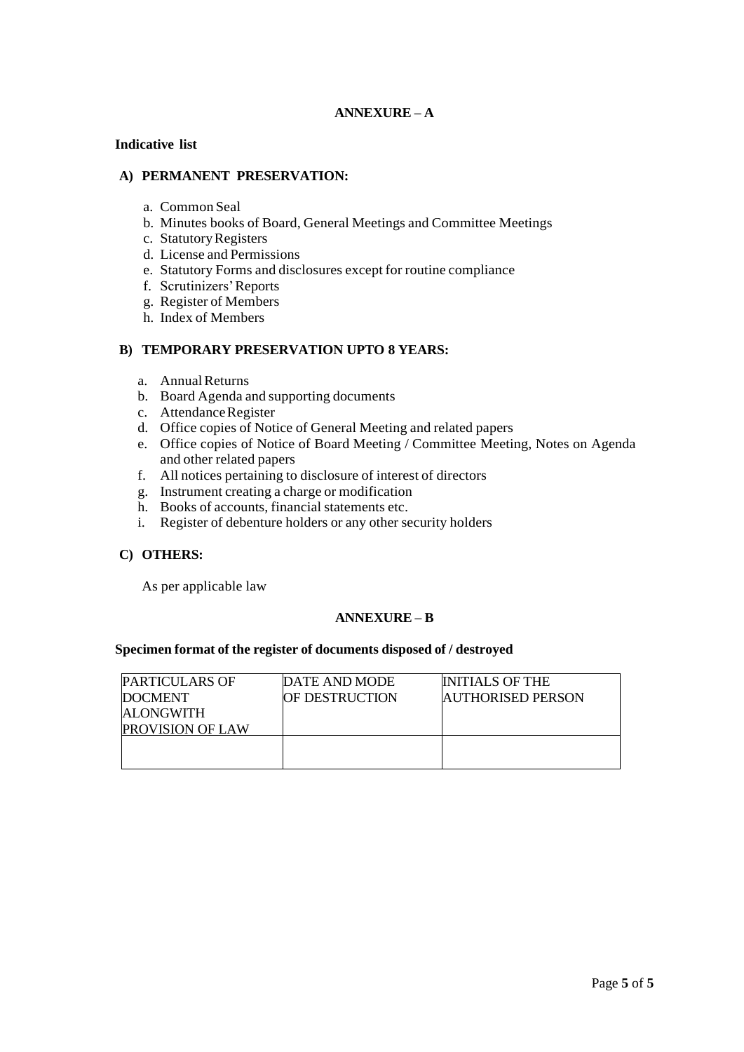## ANNEXURE – A

**Indicative list**

### A) PERMANENT PRESERVATION:

a. Common Seal
b. Minutes books of Board, General Meetings and Committee Meetings
c. Statutory Registers
d. License and Permissions
e. Statutory Forms and disclosures except for routine compliance
f. Scrutinizers' Reports
g. Register of Members
h. Index of Members

### B) TEMPORARY PRESERVATION UPTO 8 YEARS:

a. Annual Returns
b. Board Agenda and supporting documents
c. Attendance Register
d. Office copies of Notice of General Meeting and related papers
e. Office copies of Notice of Board Meeting / Committee Meeting, Notes on Agenda and other related papers
f. All notices pertaining to disclosure of interest of directors
g. Instrument creating a charge or modification
h. Books of accounts, financial statements etc.
i. Register of debenture holders or any other security holders

### C) OTHERS:

As per applicable law

## ANNEXURE – B

**Specimen format of the register of documents disposed of / destroyed**

| PARTICULARS OF DOCMENT ALONGWITH PROVISION OF LAW | DATE AND MODE OF DESTRUCTION | INITIALS OF THE AUTHORISED PERSON |
|---|---|---|
| | | |